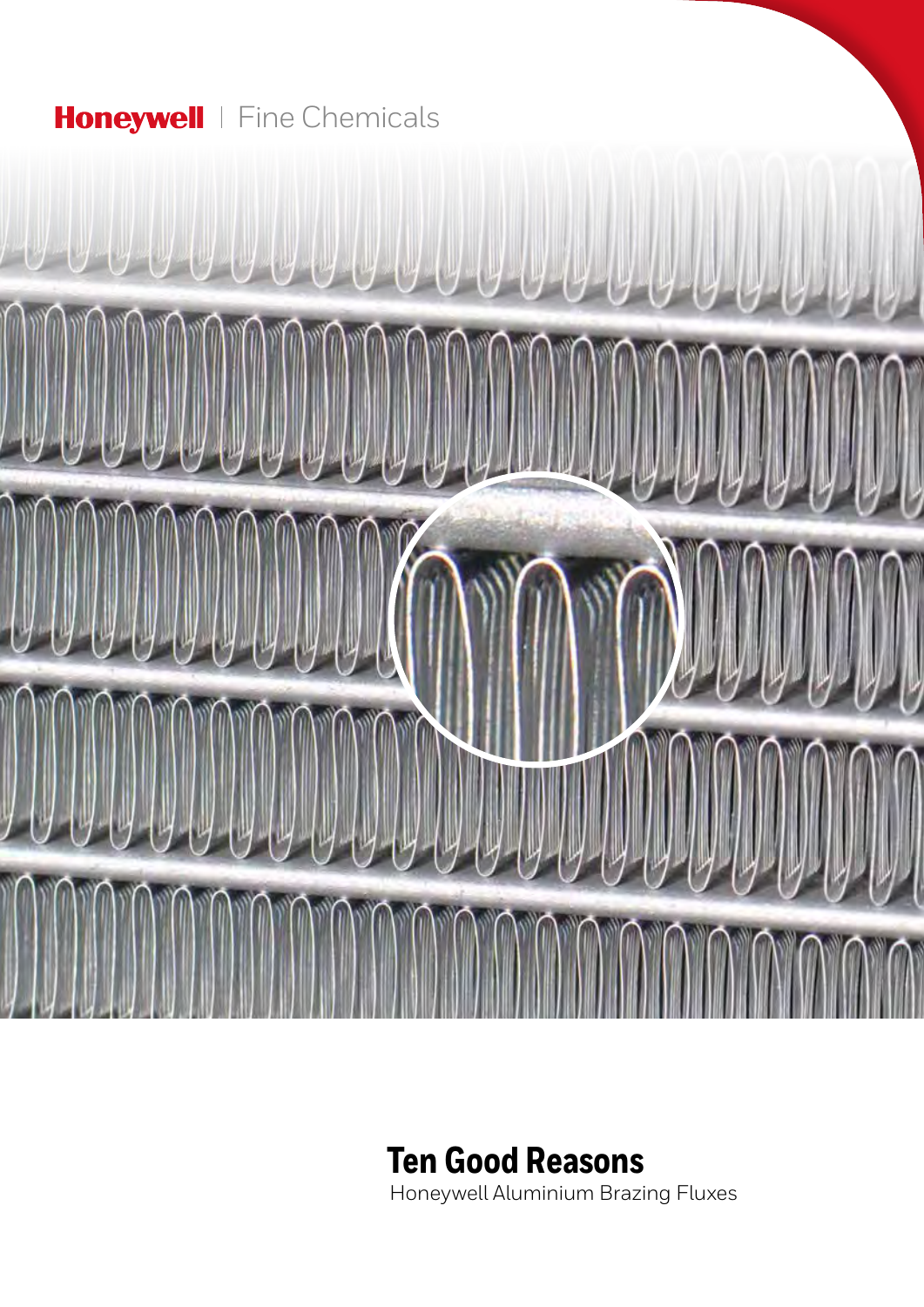Honeywell | Fine Chemicals

# Ten Good Reasons

Honeywell Aluminium Brazing Fluxes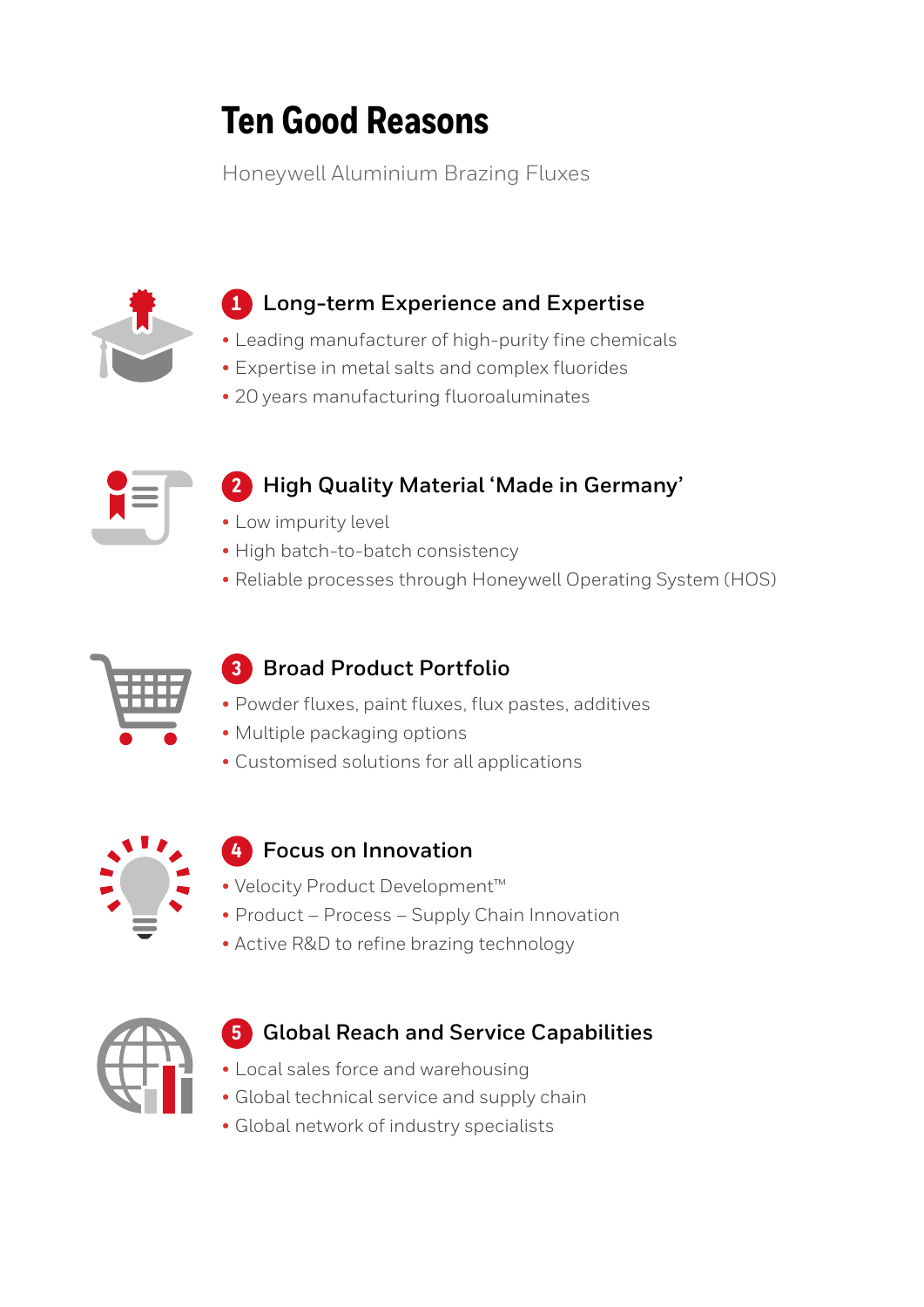# Ten Good Reasons

Honeywell Aluminium Brazing Fluxes

## 1 Long-term Experience and Expertise

- Leading manufacturer of high-purity fine chemicals
- Expertise in metal salts and complex fluorides
- 20 years manufacturing fluoroaluminates

## 2 High Quality Material 'Made in Germany'

- Low impurity level
- High batch-to-batch consistency
- Reliable processes through Honeywell Operating System (HOS)

## 3 Broad Product Portfolio

- Powder fluxes, paint fluxes, flux pastes, additives
- Multiple packaging options
- Customised solutions for all applications

## 4 Focus on Innovation

- Velocity Product Development™
- Product – Process – Supply Chain Innovation
- Active R&D to refine brazing technology

## 5 Global Reach and Service Capabilities

- Local sales force and warehousing
- Global technical service and supply chain
- Global network of industry specialists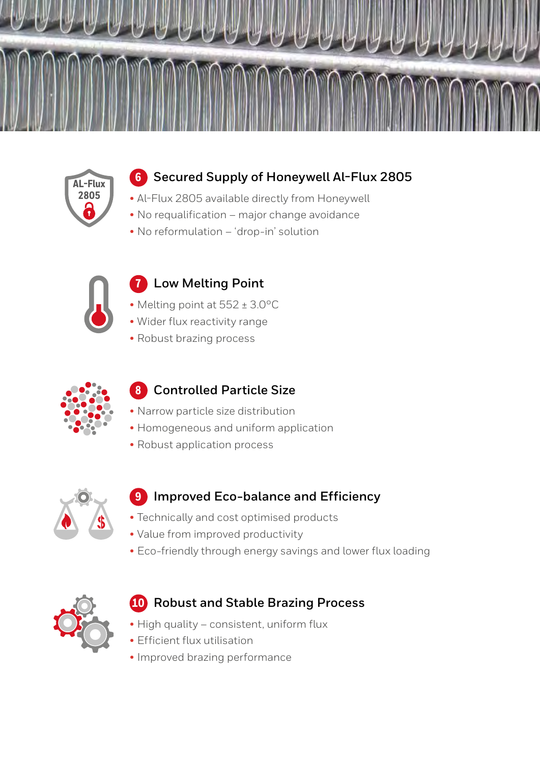## 6 Secured Supply of Honeywell Al-Flux 2805

- Al-Flux 2805 available directly from Honeywell
- No requalification – major change avoidance
- No reformulation – 'drop-in' solution

## 7 Low Melting Point

- Melting point at 552 ± 3.0°C
- Wider flux reactivity range
- Robust brazing process

## 8 Controlled Particle Size

- Narrow particle size distribution
- Homogeneous and uniform application
- Robust application process

## 9 Improved Eco-balance and Efficiency

- Technically and cost optimised products
- Value from improved productivity
- Eco-friendly through energy savings and lower flux loading

## 10 Robust and Stable Brazing Process

- High quality – consistent, uniform flux
- Efficient flux utilisation
- Improved brazing performance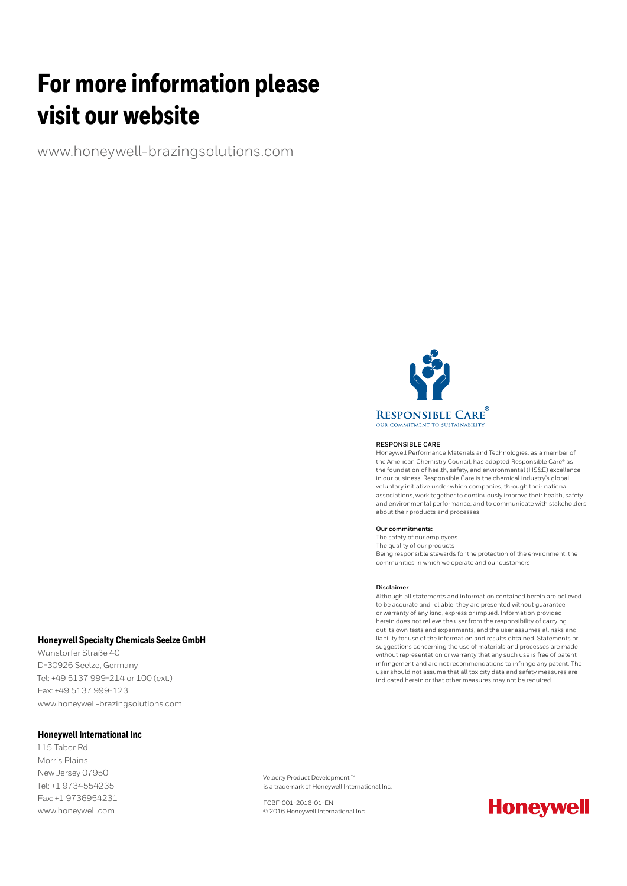# For more information please visit our website

www.honeywell-brazingsolutions.com

RESPONSIBLE CARE®
OUR COMMITMENT TO SUSTAINABILITY

**RESPONSIBLE CARE**

Honeywell Performance Materials and Technologies, as a member of the American Chemistry Council, has adopted Responsible Care® as the foundation of health, safety, and environmental (HS&E) excellence in our business. Responsible Care is the chemical industry's global voluntary initiative under which companies, through their national associations, work together to continuously improve their health, safety and environmental performance, and to communicate with stakeholders about their products and processes.

**Our commitments:**

The safety of our employees
The quality of our products
Being responsible stewards for the protection of the environment, the communities in which we operate and our customers

**Disclaimer**

Although all statements and information contained herein are believed to be accurate and reliable, they are presented without guarantee or warranty of any kind, express or implied. Information provided herein does not relieve the user from the responsibility of carrying out its own tests and experiments, and the user assumes all risks and liability for use of the information and results obtained. Statements or suggestions concerning the use of materials and processes are made without representation or warranty that any such use is free of patent infringement and are not recommendations to infringe any patent. The user should not assume that all toxicity data and safety measures are indicated herein or that other measures may not be required.

**Honeywell Specialty Chemicals Seelze GmbH**

Wunstorfer Straße 40
D-30926 Seelze, Germany
Tel: +49 5137 999-214 or 100 (ext.)
Fax: +49 5137 999-123
www.honeywell-brazingsolutions.com

**Honeywell International Inc**

115 Tabor Rd
Morris Plains
New Jersey 07950
Tel: +1 9734554235
Fax: +1 9736954231
www.honeywell.com

Velocity Product Development ™
is a trademark of Honeywell International Inc.

FCBF-001-2016-01-EN
© 2016 Honeywell International Inc.

Honeywell